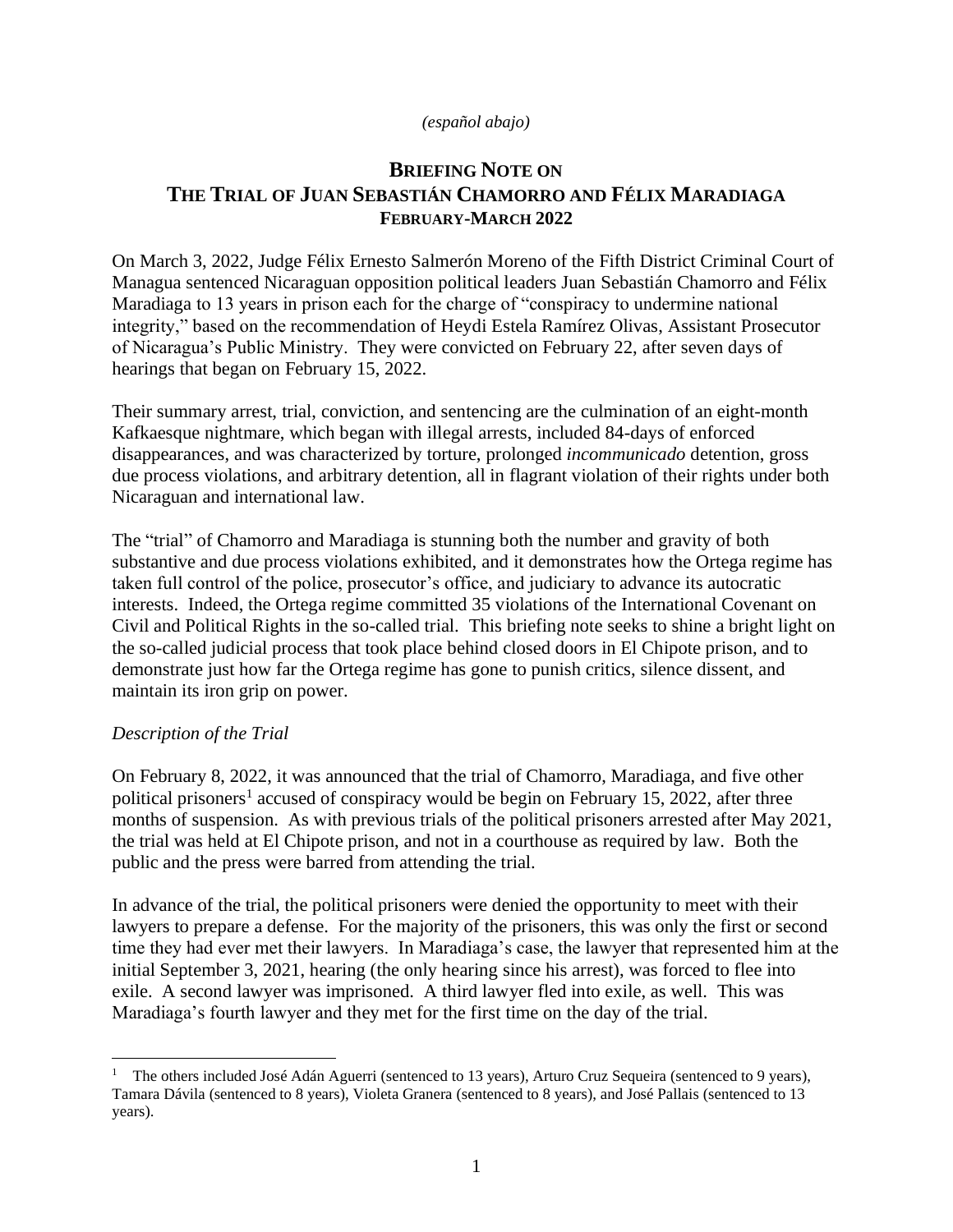*(español abajo)*

# BRIEFING NOTE ON THE TRIAL OF JUAN SEBASTIÁN CHAMORRO AND FÉLIX MARADIAGA

## FEBRUARY-MARCH 2022

On March 3, 2022, Judge Félix Ernesto Salmerón Moreno of the Fifth District Criminal Court of Managua sentenced Nicaraguan opposition political leaders Juan Sebastián Chamorro and Félix Maradiaga to 13 years in prison each for the charge of "conspiracy to undermine national integrity," based on the recommendation of Heydi Estela Ramírez Olivas, Assistant Prosecutor of Nicaragua's Public Ministry. They were convicted on February 22, after seven days of hearings that began on February 15, 2022.

Their summary arrest, trial, conviction, and sentencing are the culmination of an eight-month Kafkaesque nightmare, which began with illegal arrests, included 84-days of enforced disappearances, and was characterized by torture, prolonged *incommunicado* detention, gross due process violations, and arbitrary detention, all in flagrant violation of their rights under both Nicaraguan and international law.

The "trial" of Chamorro and Maradiaga is stunning both the number and gravity of both substantive and due process violations exhibited, and it demonstrates how the Ortega regime has taken full control of the police, prosecutor's office, and judiciary to advance its autocratic interests. Indeed, the Ortega regime committed 35 violations of the International Covenant on Civil and Political Rights in the so-called trial. This briefing note seeks to shine a bright light on the so-called judicial process that took place behind closed doors in El Chipote prison, and to demonstrate just how far the Ortega regime has gone to punish critics, silence dissent, and maintain its iron grip on power.

*Description of the Trial*

On February 8, 2022, it was announced that the trial of Chamorro, Maradiaga, and five other political prisoners[1] accused of conspiracy would be begin on February 15, 2022, after three months of suspension. As with previous trials of the political prisoners arrested after May 2021, the trial was held at El Chipote prison, and not in a courthouse as required by law. Both the public and the press were barred from attending the trial.

In advance of the trial, the political prisoners were denied the opportunity to meet with their lawyers to prepare a defense. For the majority of the prisoners, this was only the first or second time they had ever met their lawyers. In Maradiaga's case, the lawyer that represented him at the initial September 3, 2021, hearing (the only hearing since his arrest), was forced to flee into exile. A second lawyer was imprisoned. A third lawyer fled into exile, as well. This was Maradiaga's fourth lawyer and they met for the first time on the day of the trial.

---

[1] The others included José Adán Aguerri (sentenced to 13 years), Arturo Cruz Sequeira (sentenced to 9 years), Tamara Dávila (sentenced to 8 years), Violeta Granera (sentenced to 8 years), and José Pallais (sentenced to 13 years).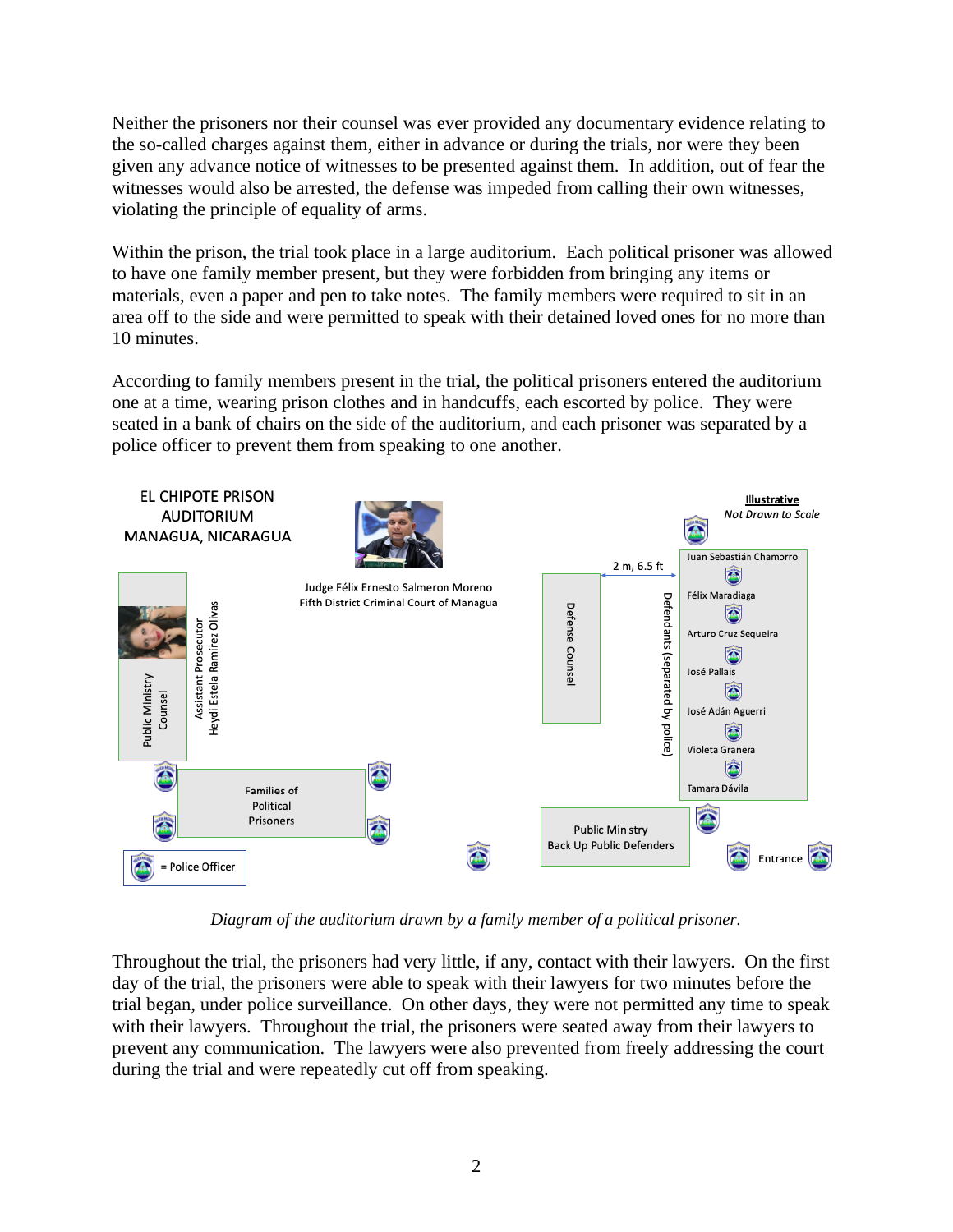Neither the prisoners nor their counsel was ever provided any documentary evidence relating to the so-called charges against them, either in advance or during the trials, nor were they been given any advance notice of witnesses to be presented against them. In addition, out of fear the witnesses would also be arrested, the defense was impeded from calling their own witnesses, violating the principle of equality of arms.

Within the prison, the trial took place in a large auditorium. Each political prisoner was allowed to have one family member present, but they were forbidden from bringing any items or materials, even a paper and pen to take notes. The family members were required to sit in an area off to the side and were permitted to speak with their detained loved ones for no more than 10 minutes.

According to family members present in the trial, the political prisoners entered the auditorium one at a time, wearing prison clothes and in handcuffs, each escorted by police. They were seated in a bank of chairs on the side of the auditorium, and each prisoner was separated by a police officer to prevent them from speaking to one another.

EL CHIPOTE PRISON AUDITORIUM MANAGUA, NICARAGUA

**Illustrative**
*Not Drawn to Scale*

Judge Félix Ernesto Salmeron Moreno
Fifth District Criminal Court of Managua

Public Ministry Counsel

Assistant Prosecutor Heydi Estela Ramírez Olivas

Defense Counsel

2 m, 6.5 ft

Defendants (separated by police)

Juan Sebastián Chamorro
Félix Maradiaga
Arturo Cruz Sequeira
José Pallais
José Adán Aguerri
Violeta Granera
Tamara Dávila

Families of Political Prisoners

Public Ministry Back Up Public Defenders

Entrance

= Police Officer

*Diagram of the auditorium drawn by a family member of a political prisoner.*

Throughout the trial, the prisoners had very little, if any, contact with their lawyers. On the first day of the trial, the prisoners were able to speak with their lawyers for two minutes before the trial began, under police surveillance. On other days, they were not permitted any time to speak with their lawyers. Throughout the trial, the prisoners were seated away from their lawyers to prevent any communication. The lawyers were also prevented from freely addressing the court during the trial and were repeatedly cut off from speaking.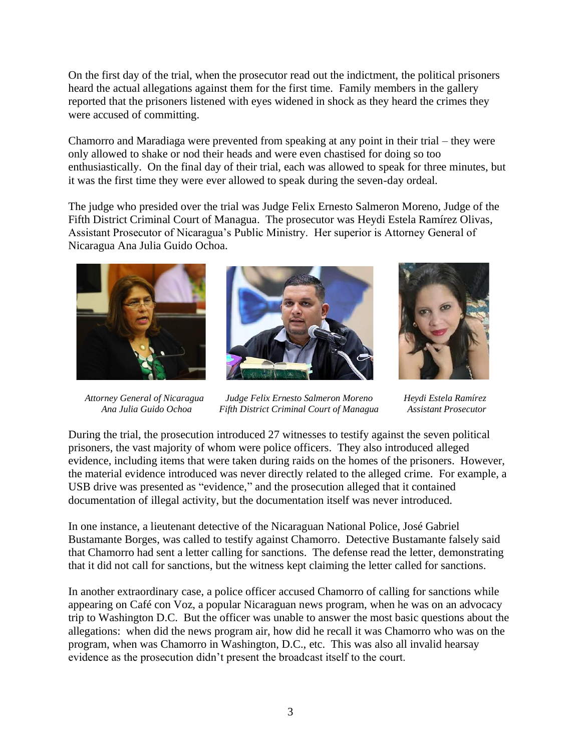On the first day of the trial, when the prosecutor read out the indictment, the political prisoners heard the actual allegations against them for the first time. Family members in the gallery reported that the prisoners listened with eyes widened in shock as they heard the crimes they were accused of committing.

Chamorro and Maradiaga were prevented from speaking at any point in their trial – they were only allowed to shake or nod their heads and were even chastised for doing so too enthusiastically. On the final day of their trial, each was allowed to speak for three minutes, but it was the first time they were ever allowed to speak during the seven-day ordeal.

The judge who presided over the trial was Judge Felix Ernesto Salmeron Moreno, Judge of the Fifth District Criminal Court of Managua. The prosecutor was Heydi Estela Ramírez Olivas, Assistant Prosecutor of Nicaragua's Public Ministry. Her superior is Attorney General of Nicaragua Ana Julia Guido Ochoa.

*Attorney General of Nicaragua Ana Julia Guido Ochoa*

*Judge Felix Ernesto Salmeron Moreno Fifth District Criminal Court of Managua*

*Heydi Estela Ramírez Assistant Prosecutor*

During the trial, the prosecution introduced 27 witnesses to testify against the seven political prisoners, the vast majority of whom were police officers. They also introduced alleged evidence, including items that were taken during raids on the homes of the prisoners. However, the material evidence introduced was never directly related to the alleged crime. For example, a USB drive was presented as "evidence," and the prosecution alleged that it contained documentation of illegal activity, but the documentation itself was never introduced.

In one instance, a lieutenant detective of the Nicaraguan National Police, José Gabriel Bustamante Borges, was called to testify against Chamorro. Detective Bustamante falsely said that Chamorro had sent a letter calling for sanctions. The defense read the letter, demonstrating that it did not call for sanctions, but the witness kept claiming the letter called for sanctions.

In another extraordinary case, a police officer accused Chamorro of calling for sanctions while appearing on Café con Voz, a popular Nicaraguan news program, when he was on an advocacy trip to Washington D.C. But the officer was unable to answer the most basic questions about the allegations: when did the news program air, how did he recall it was Chamorro who was on the program, when was Chamorro in Washington, D.C., etc. This was also all invalid hearsay evidence as the prosecution didn't present the broadcast itself to the court.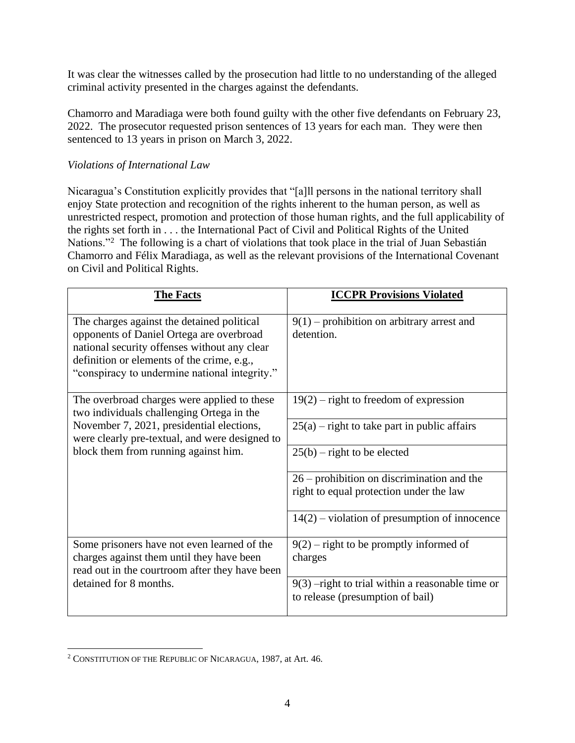It was clear the witnesses called by the prosecution had little to no understanding of the alleged criminal activity presented in the charges against the defendants.

Chamorro and Maradiaga were both found guilty with the other five defendants on February 23, 2022. The prosecutor requested prison sentences of 13 years for each man. They were then sentenced to 13 years in prison on March 3, 2022.

*Violations of International Law*

Nicaragua's Constitution explicitly provides that "[a]ll persons in the national territory shall enjoy State protection and recognition of the rights inherent to the human person, as well as unrestricted respect, promotion and protection of those human rights, and the full applicability of the rights set forth in . . . the International Pact of Civil and Political Rights of the United Nations."[2] The following is a chart of violations that took place in the trial of Juan Sebastián Chamorro and Félix Maradiaga, as well as the relevant provisions of the International Covenant on Civil and Political Rights.

| **The Facts** | **ICCPR Provisions Violated** |
|---|---|
| The charges against the detained political opponents of Daniel Ortega are overbroad national security offenses without any clear definition or elements of the crime, e.g., "conspiracy to undermine national integrity." | 9(1) – prohibition on arbitrary arrest and detention. |
| The overbroad charges were applied to these two individuals challenging Ortega in the November 7, 2021, presidential elections, were clearly pre-textual, and were designed to block them from running against him. | 19(2) – right to freedom of expression |
| | 25(a) – right to take part in public affairs |
| | 25(b) – right to be elected |
| | 26 – prohibition on discrimination and the right to equal protection under the law |
| | 14(2) – violation of presumption of innocence |
| Some prisoners have not even learned of the charges against them until they have been read out in the courtroom after they have been detained for 8 months. | 9(2) – right to be promptly informed of charges |
| | 9(3) –right to trial within a reasonable time or to release (presumption of bail) |

[2] CONSTITUTION OF THE REPUBLIC OF NICARAGUA, 1987, at Art. 46.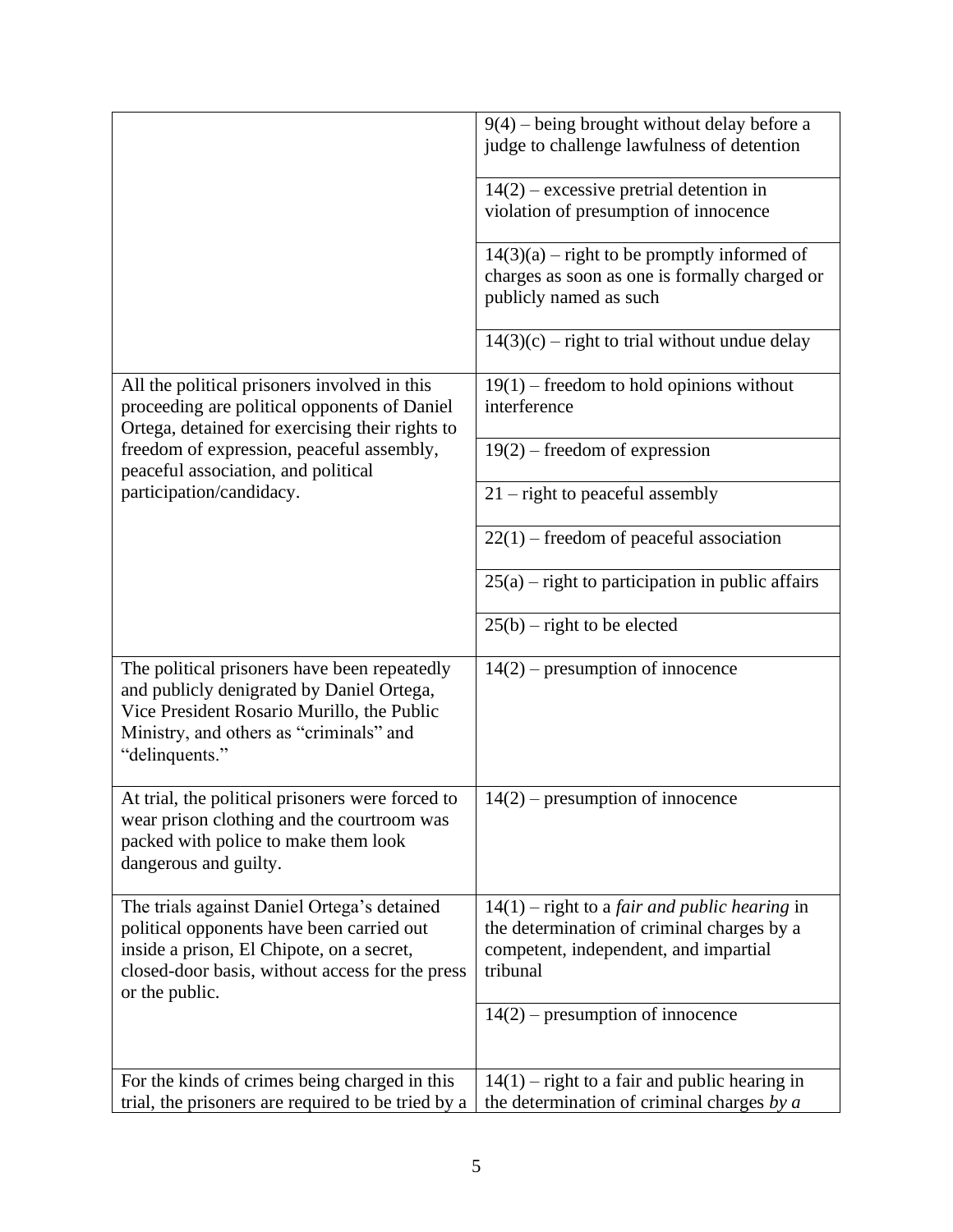| | |
|---|---|
| | 9(4) – being brought without delay before a judge to challenge lawfulness of detention |
| | 14(2) – excessive pretrial detention in violation of presumption of innocence |
| | 14(3)(a) – right to be promptly informed of charges as soon as one is formally charged or publicly named as such |
| | 14(3)(c) – right to trial without undue delay |
| All the political prisoners involved in this proceeding are political opponents of Daniel Ortega, detained for exercising their rights to freedom of expression, peaceful assembly, peaceful association, and political participation/candidacy. | 19(1) – freedom to hold opinions without interference |
| | 19(2) – freedom of expression |
| | 21 – right to peaceful assembly |
| | 22(1) – freedom of peaceful association |
| | 25(a) – right to participation in public affairs |
| | 25(b) – right to be elected |
| The political prisoners have been repeatedly and publicly denigrated by Daniel Ortega, Vice President Rosario Murillo, the Public Ministry, and others as "criminals" and "delinquents." | 14(2) – presumption of innocence |
| At trial, the political prisoners were forced to wear prison clothing and the courtroom was packed with police to make them look dangerous and guilty. | 14(2) – presumption of innocence |
| The trials against Daniel Ortega's detained political opponents have been carried out inside a prison, El Chipote, on a secret, closed-door basis, without access for the press or the public. | 14(1) – right to a *fair and public hearing* in the determination of criminal charges by a competent, independent, and impartial tribunal |
| | 14(2) – presumption of innocence |
| For the kinds of crimes being charged in this trial, the prisoners are required to be tried by a | 14(1) – right to a fair and public hearing in the determination of criminal charges *by a* |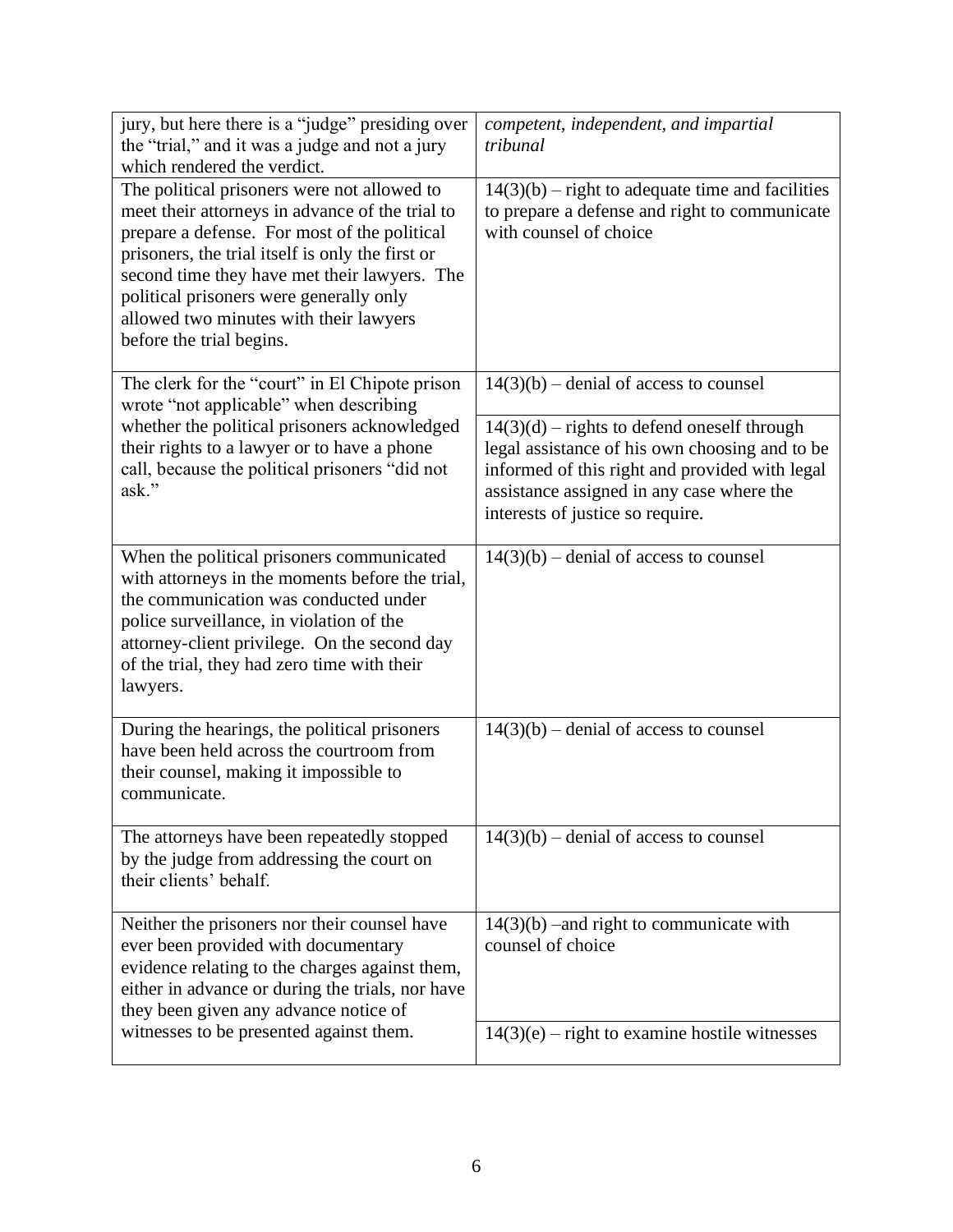| | |
|---|---|
| jury, but here there is a "judge" presiding over the "trial," and it was a judge and not a jury which rendered the verdict. | *competent, independent, and impartial tribunal* |
| The political prisoners were not allowed to meet their attorneys in advance of the trial to prepare a defense. For most of the political prisoners, the trial itself is only the first or second time they have met their lawyers. The political prisoners were generally only allowed two minutes with their lawyers before the trial begins. | 14(3)(b) – right to adequate time and facilities to prepare a defense and right to communicate with counsel of choice |
| The clerk for the "court" in El Chipote prison wrote "not applicable" when describing whether the political prisoners acknowledged their rights to a lawyer or to have a phone call, because the political prisoners "did not ask." | 14(3)(b) – denial of access to counsel<br><br>14(3)(d) – rights to defend oneself through legal assistance of his own choosing and to be informed of this right and provided with legal assistance assigned in any case where the interests of justice so require. |
| When the political prisoners communicated with attorneys in the moments before the trial, the communication was conducted under police surveillance, in violation of the attorney-client privilege. On the second day of the trial, they had zero time with their lawyers. | 14(3)(b) – denial of access to counsel |
| During the hearings, the political prisoners have been held across the courtroom from their counsel, making it impossible to communicate. | 14(3)(b) – denial of access to counsel |
| The attorneys have been repeatedly stopped by the judge from addressing the court on their clients' behalf. | 14(3)(b) – denial of access to counsel |
| Neither the prisoners nor their counsel have ever been provided with documentary evidence relating to the charges against them, either in advance or during the trials, nor have they been given any advance notice of witnesses to be presented against them. | 14(3)(b) –and right to communicate with counsel of choice<br><br>14(3)(e) – right to examine hostile witnesses |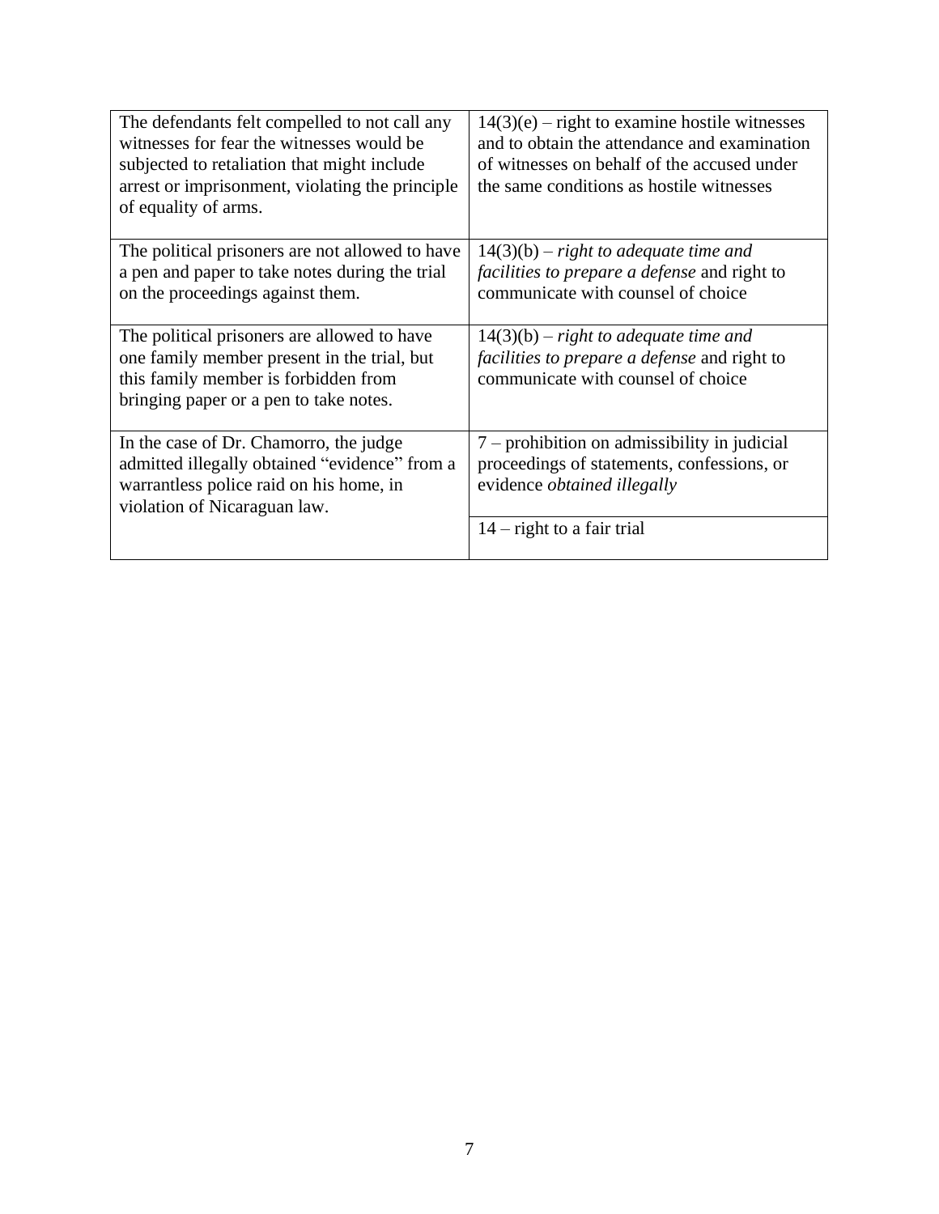| | |
|---|---|
| The defendants felt compelled to not call any witnesses for fear the witnesses would be subjected to retaliation that might include arrest or imprisonment, violating the principle of equality of arms. | 14(3)(e) – right to examine hostile witnesses and to obtain the attendance and examination of witnesses on behalf of the accused under the same conditions as hostile witnesses |
| The political prisoners are not allowed to have a pen and paper to take notes during the trial on the proceedings against them. | 14(3)(b) – *right to adequate time and facilities to prepare a defense* and right to communicate with counsel of choice |
| The political prisoners are allowed to have one family member present in the trial, but this family member is forbidden from bringing paper or a pen to take notes. | 14(3)(b) – *right to adequate time and facilities to prepare a defense* and right to communicate with counsel of choice |
| In the case of Dr. Chamorro, the judge admitted illegally obtained "evidence" from a warrantless police raid on his home, in violation of Nicaraguan law. | 7 – prohibition on admissibility in judicial proceedings of statements, confessions, or evidence *obtained illegally* |
| | 14 – right to a fair trial |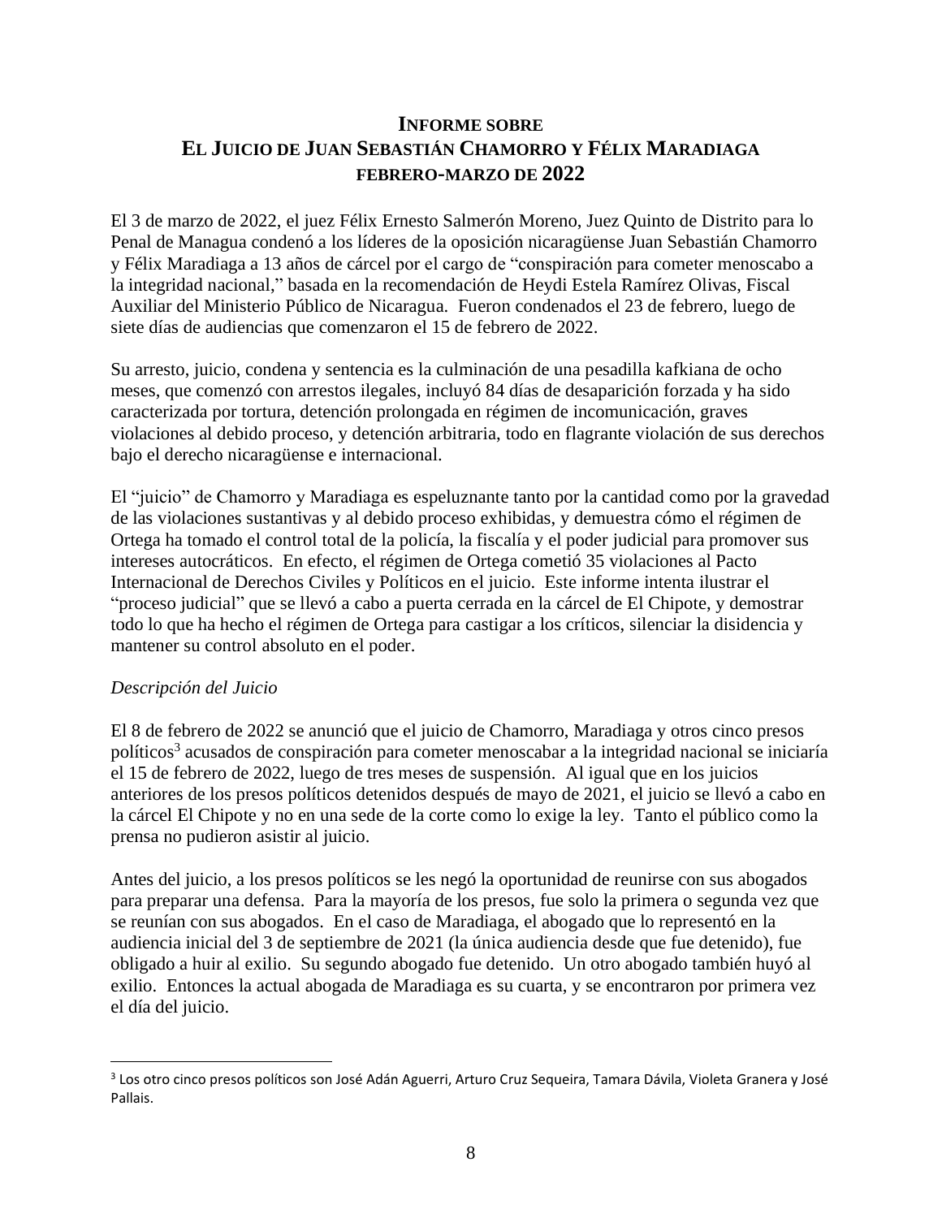## INFORME SOBRE EL JUICIO DE JUAN SEBASTIÁN CHAMORRO Y FÉLIX MARADIAGA FEBRERO-MARZO DE 2022

El 3 de marzo de 2022, el juez Félix Ernesto Salmerón Moreno, Juez Quinto de Distrito para lo Penal de Managua condenó a los líderes de la oposición nicaragüense Juan Sebastián Chamorro y Félix Maradiaga a 13 años de cárcel por el cargo de "conspiración para cometer menoscabo a la integridad nacional," basada en la recomendación de Heydi Estela Ramírez Olivas, Fiscal Auxiliar del Ministerio Público de Nicaragua. Fueron condenados el 23 de febrero, luego de siete días de audiencias que comenzaron el 15 de febrero de 2022.

Su arresto, juicio, condena y sentencia es la culminación de una pesadilla kafkiana de ocho meses, que comenzó con arrestos ilegales, incluyó 84 días de desaparición forzada y ha sido caracterizada por tortura, detención prolongada en régimen de incomunicación, graves violaciones al debido proceso, y detención arbitraria, todo en flagrante violación de sus derechos bajo el derecho nicaragüense e internacional.

El "juicio" de Chamorro y Maradiaga es espeluznante tanto por la cantidad como por la gravedad de las violaciones sustantivas y al debido proceso exhibidas, y demuestra cómo el régimen de Ortega ha tomado el control total de la policía, la fiscalía y el poder judicial para promover sus intereses autocráticos. En efecto, el régimen de Ortega cometió 35 violaciones al Pacto Internacional de Derechos Civiles y Políticos en el juicio. Este informe intenta ilustrar el "proceso judicial" que se llevó a cabo a puerta cerrada en la cárcel de El Chipote, y demostrar todo lo que ha hecho el régimen de Ortega para castigar a los críticos, silenciar la disidencia y mantener su control absoluto en el poder.

*Descripción del Juicio*

El 8 de febrero de 2022 se anunció que el juicio de Chamorro, Maradiaga y otros cinco presos políticos[3] acusados de conspiración para cometer menoscabar a la integridad nacional se iniciaría el 15 de febrero de 2022, luego de tres meses de suspensión. Al igual que en los juicios anteriores de los presos políticos detenidos después de mayo de 2021, el juicio se llevó a cabo en la cárcel El Chipote y no en una sede de la corte como lo exige la ley. Tanto el público como la prensa no pudieron asistir al juicio.

Antes del juicio, a los presos políticos se les negó la oportunidad de reunirse con sus abogados para preparar una defensa. Para la mayoría de los presos, fue solo la primera o segunda vez que se reunían con sus abogados. En el caso de Maradiaga, el abogado que lo representó en la audiencia inicial del 3 de septiembre de 2021 (la única audiencia desde que fue detenido), fue obligado a huir al exilio. Su segundo abogado fue detenido. Un otro abogado también huyó al exilio. Entonces la actual abogada de Maradiaga es su cuarta, y se encontraron por primera vez el día del juicio.

---

[3] Los otro cinco presos políticos son José Adán Aguerri, Arturo Cruz Sequeira, Tamara Dávila, Violeta Granera y José Pallais.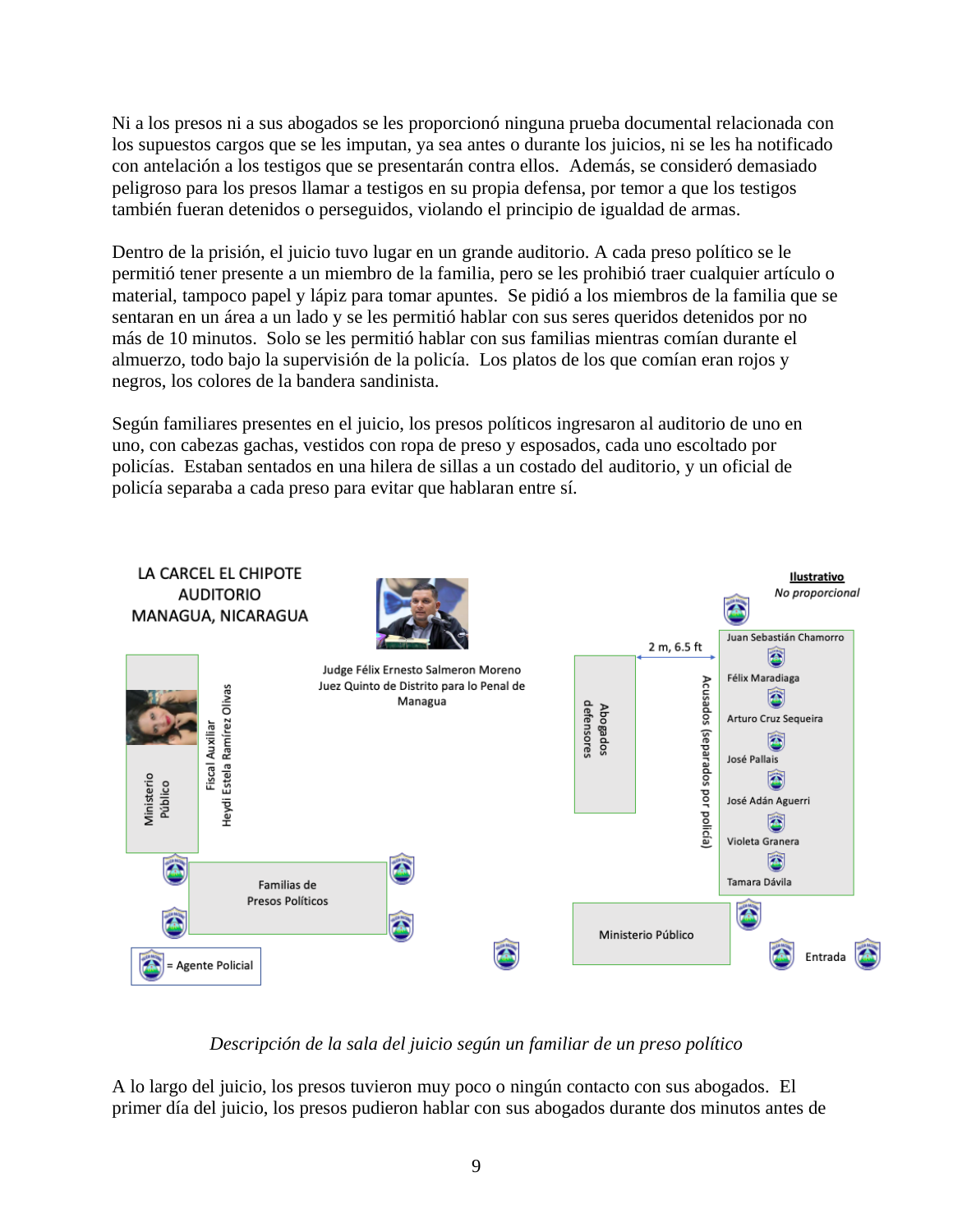Ni a los presos ni a sus abogados se les proporcionó ninguna prueba documental relacionada con los supuestos cargos que se les imputan, ya sea antes o durante los juicios, ni se les ha notificado con antelación a los testigos que se presentarán contra ellos. Además, se consideró demasiado peligroso para los presos llamar a testigos en su propia defensa, por temor a que los testigos también fueran detenidos o perseguidos, violando el principio de igualdad de armas.

Dentro de la prisión, el juicio tuvo lugar en un grande auditorio. A cada preso político se le permitió tener presente a un miembro de la familia, pero se les prohibió traer cualquier artículo o material, tampoco papel y lápiz para tomar apuntes. Se pidió a los miembros de la familia que se sentaran en un área a un lado y se les permitió hablar con sus seres queridos detenidos por no más de 10 minutos. Solo se les permitió hablar con sus familias mientras comían durante el almuerzo, todo bajo la supervisión de la policía. Los platos de los que comían eran rojos y negros, los colores de la bandera sandinista.

Según familiares presentes en el juicio, los presos políticos ingresaron al auditorio de uno en uno, con cabezas gachas, vestidos con ropa de preso y esposados, cada uno escoltado por policías. Estaban sentados en una hilera de sillas a un costado del auditorio, y un oficial de policía separaba a cada preso para evitar que hablaran entre sí.

LA CARCEL EL CHIPOTE
AUDITORIO
MANAGUA, NICARAGUA

**Ilustrativo**
*No proporcional*

Judge Félix Ernesto Salmeron Moreno
Juez Quinto de Distrito para lo Penal de Managua

Ministerio Público — Fiscal Auxiliar Heydi Estela Ramírez Olivas

Familias de Presos Políticos

Abogados defensores — 2 m, 6.5 ft — Acusados (separados por policía)

Juan Sebastián Chamorro
Félix Maradiaga
Arturo Cruz Sequeira
José Pallais
José Adán Aguerri
Violeta Granera
Tamara Dávila

Ministerio Público

Entrada

= Agente Policial

*Descripción de la sala del juicio según un familiar de un preso político*

A lo largo del juicio, los presos tuvieron muy poco o ningún contacto con sus abogados. El primer día del juicio, los presos pudieron hablar con sus abogados durante dos minutos antes de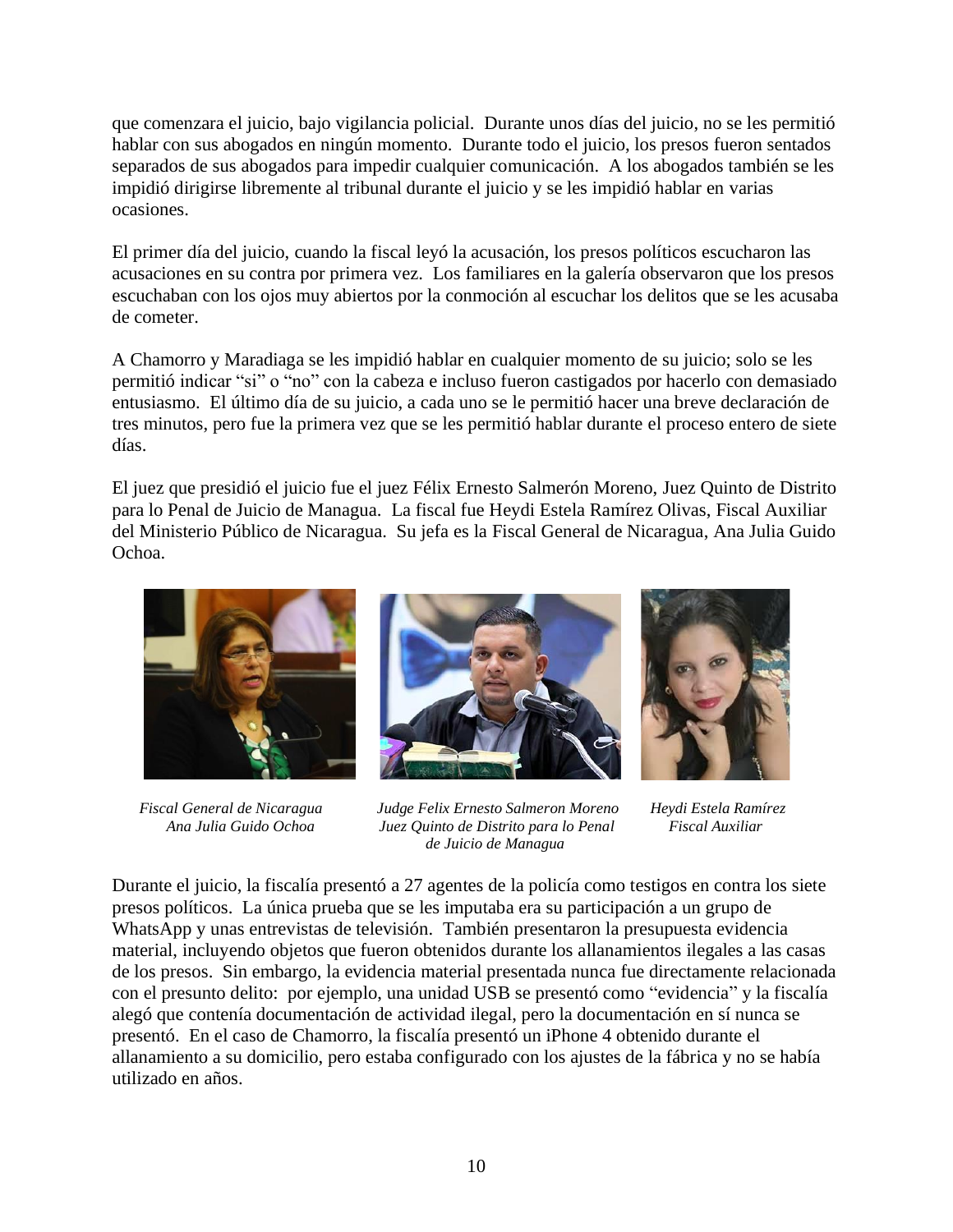que comenzara el juicio, bajo vigilancia policial. Durante unos días del juicio, no se les permitió hablar con sus abogados en ningún momento. Durante todo el juicio, los presos fueron sentados separados de sus abogados para impedir cualquier comunicación. A los abogados también se les impidió dirigirse libremente al tribunal durante el juicio y se les impidió hablar en varias ocasiones.

El primer día del juicio, cuando la fiscal leyó la acusación, los presos políticos escucharon las acusaciones en su contra por primera vez. Los familiares en la galería observaron que los presos escuchaban con los ojos muy abiertos por la conmoción al escuchar los delitos que se les acusaba de cometer.

A Chamorro y Maradiaga se les impidió hablar en cualquier momento de su juicio; solo se les permitió indicar "sí" o "no" con la cabeza e incluso fueron castigados por hacerlo con demasiado entusiasmo. El último día de su juicio, a cada uno se le permitió hacer una breve declaración de tres minutos, pero fue la primera vez que se les permitió hablar durante el proceso entero de siete días.

El juez que presidió el juicio fue el juez Félix Ernesto Salmerón Moreno, Juez Quinto de Distrito para lo Penal de Juicio de Managua. La fiscal fue Heydi Estela Ramírez Olivas, Fiscal Auxiliar del Ministerio Público de Nicaragua. Su jefa es la Fiscal General de Nicaragua, Ana Julia Guido Ochoa.

*Fiscal General de Nicaragua Ana Julia Guido Ochoa*

*Judge Felix Ernesto Salmeron Moreno Juez Quinto de Distrito para lo Penal de Juicio de Managua*

*Heydi Estela Ramírez Fiscal Auxiliar*

Durante el juicio, la fiscalía presentó a 27 agentes de la policía como testigos en contra los siete presos políticos. La única prueba que se les imputaba era su participación a un grupo de WhatsApp y unas entrevistas de televisión. También presentaron la presupuesta evidencia material, incluyendo objetos que fueron obtenidos durante los allanamientos ilegales a las casas de los presos. Sin embargo, la evidencia material presentada nunca fue directamente relacionada con el presunto delito: por ejemplo, una unidad USB se presentó como "evidencia" y la fiscalía alegó que contenía documentación de actividad ilegal, pero la documentación en sí nunca se presentó. En el caso de Chamorro, la fiscalía presentó un iPhone 4 obtenido durante el allanamiento a su domicilio, pero estaba configurado con los ajustes de la fábrica y no se había utilizado en años.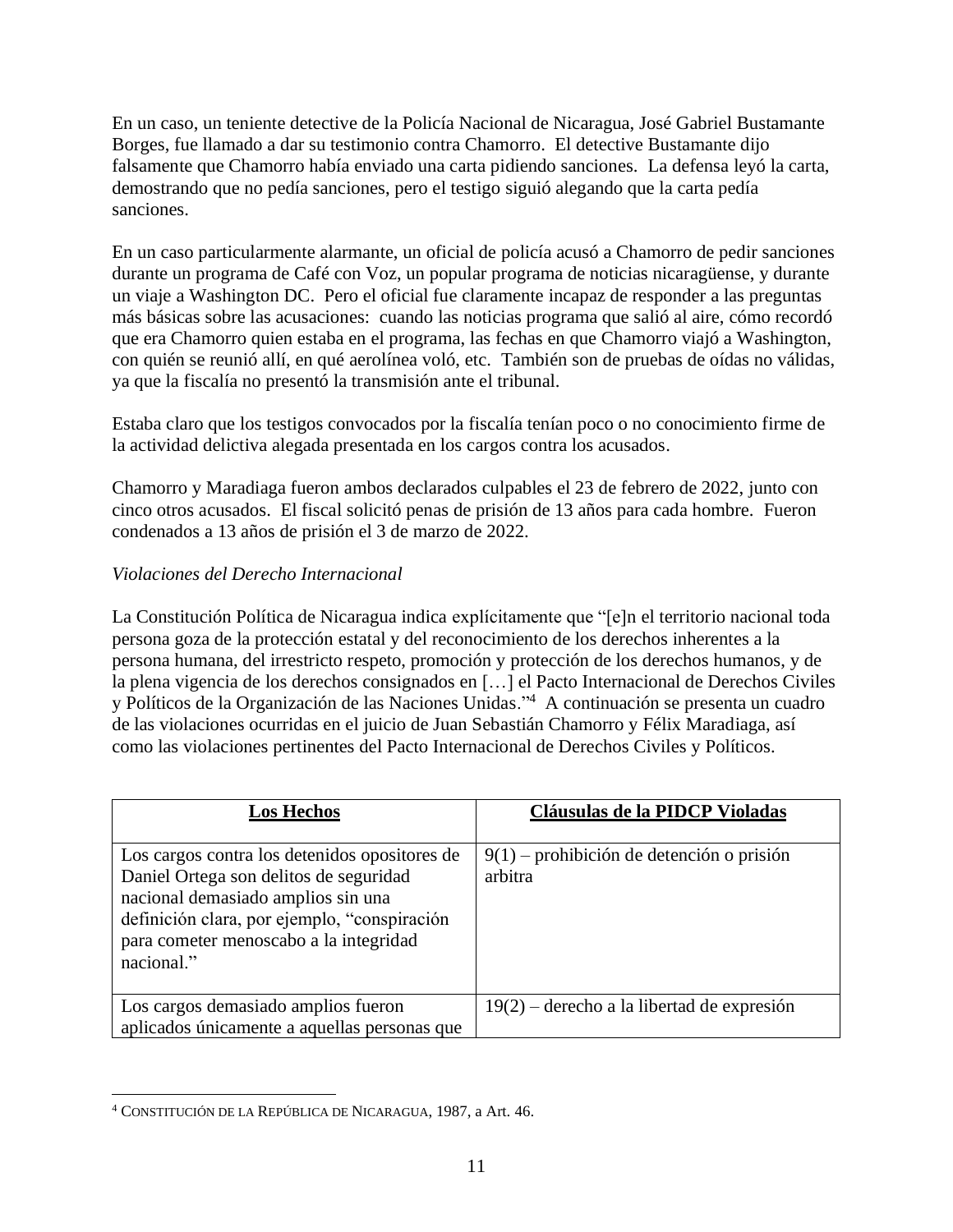En un caso, un teniente detective de la Policía Nacional de Nicaragua, José Gabriel Bustamante Borges, fue llamado a dar su testimonio contra Chamorro. El detective Bustamante dijo falsamente que Chamorro había enviado una carta pidiendo sanciones. La defensa leyó la carta, demostrando que no pedía sanciones, pero el testigo siguió alegando que la carta pedía sanciones.

En un caso particularmente alarmante, un oficial de policía acusó a Chamorro de pedir sanciones durante un programa de Café con Voz, un popular programa de noticias nicaragüense, y durante un viaje a Washington DC. Pero el oficial fue claramente incapaz de responder a las preguntas más básicas sobre las acusaciones: cuando las noticias programa que salió al aire, cómo recordó que era Chamorro quien estaba en el programa, las fechas en que Chamorro viajó a Washington, con quién se reunió allí, en qué aerolínea voló, etc. También son de pruebas de oídas no válidas, ya que la fiscalía no presentó la transmisión ante el tribunal.

Estaba claro que los testigos convocados por la fiscalía tenían poco o no conocimiento firme de la actividad delictiva alegada presentada en los cargos contra los acusados.

Chamorro y Maradiaga fueron ambos declarados culpables el 23 de febrero de 2022, junto con cinco otros acusados. El fiscal solicitó penas de prisión de 13 años para cada hombre. Fueron condenados a 13 años de prisión el 3 de marzo de 2022.

*Violaciones del Derecho Internacional*

La Constitución Política de Nicaragua indica explícitamente que "[e]n el territorio nacional toda persona goza de la protección estatal y del reconocimiento de los derechos inherentes a la persona humana, del irrestricto respeto, promoción y protección de los derechos humanos, y de la plena vigencia de los derechos consignados en […] el Pacto Internacional de Derechos Civiles y Políticos de la Organización de las Naciones Unidas."[4] A continuación se presenta un cuadro de las violaciones ocurridas en el juicio de Juan Sebastián Chamorro y Félix Maradiaga, así como las violaciones pertinentes del Pacto Internacional de Derechos Civiles y Políticos.

| **Los Hechos** | **Cláusulas de la PIDCP Violadas** |
|---|---|
| Los cargos contra los detenidos opositores de Daniel Ortega son delitos de seguridad nacional demasiado amplios sin una definición clara, por ejemplo, "conspiración para cometer menoscabo a la integridad nacional." | 9(1) – prohibición de detención o prisión arbitra |
| Los cargos demasiado amplios fueron aplicados únicamente a aquellas personas que | 19(2) – derecho a la libertad de expresión |

[4] Constitución de la República de Nicaragua, 1987, a Art. 46.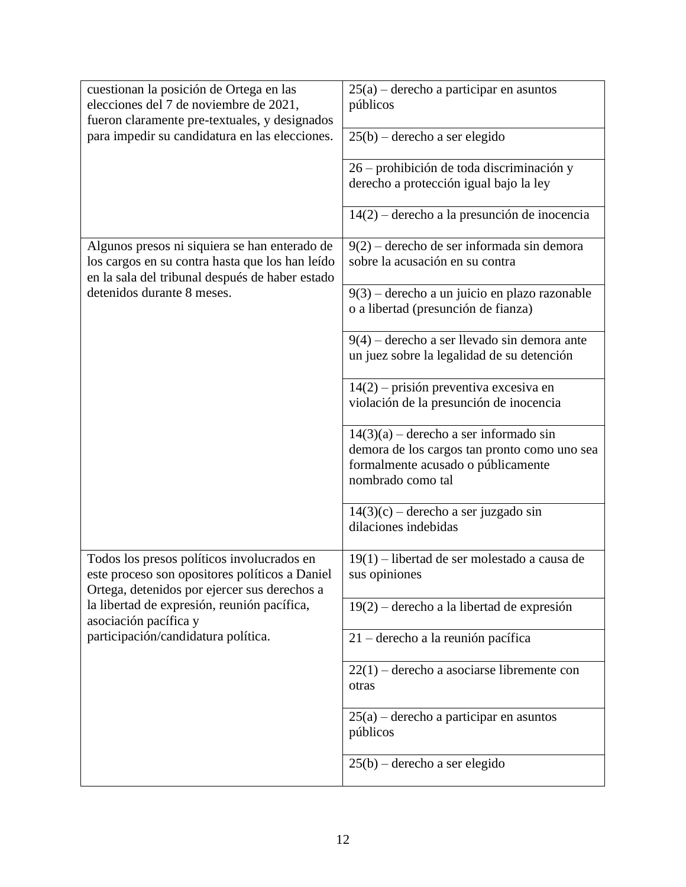| | |
|---|---|
| cuestionan la posición de Ortega en las elecciones del 7 de noviembre de 2021, fueron claramente pre-textuales, y designados para impedir su candidatura en las elecciones. | 25(a) – derecho a participar en asuntos públicos |
| | 25(b) – derecho a ser elegido |
| | 26 – prohibición de toda discriminación y derecho a protección igual bajo la ley |
| | 14(2) – derecho a la presunción de inocencia |
| Algunos presos ni siquiera se han enterado de los cargos en su contra hasta que los han leído en la sala del tribunal después de haber estado detenidos durante 8 meses. | 9(2) – derecho de ser informada sin demora sobre la acusación en su contra |
| | 9(3) – derecho a un juicio en plazo razonable o a libertad (presunción de fianza) |
| | 9(4) – derecho a ser llevado sin demora ante un juez sobre la legalidad de su detención |
| | 14(2) – prisión preventiva excesiva en violación de la presunción de inocencia |
| | 14(3)(a) – derecho a ser informado sin demora de los cargos tan pronto como uno sea formalmente acusado o públicamente nombrado como tal |
| | 14(3)(c) – derecho a ser juzgado sin dilaciones indebidas |
| Todos los presos políticos involucrados en este proceso son opositores políticos a Daniel Ortega, detenidos por ejercer sus derechos a la libertad de expresión, reunión pacífica, asociación pacífica y participación/candidatura política. | 19(1) – libertad de ser molestado a causa de sus opiniones |
| | 19(2) – derecho a la libertad de expresión |
| | 21 – derecho a la reunión pacífica |
| | 22(1) – derecho a asociarse libremente con otras |
| | 25(a) – derecho a participar en asuntos públicos |
| | 25(b) – derecho a ser elegido |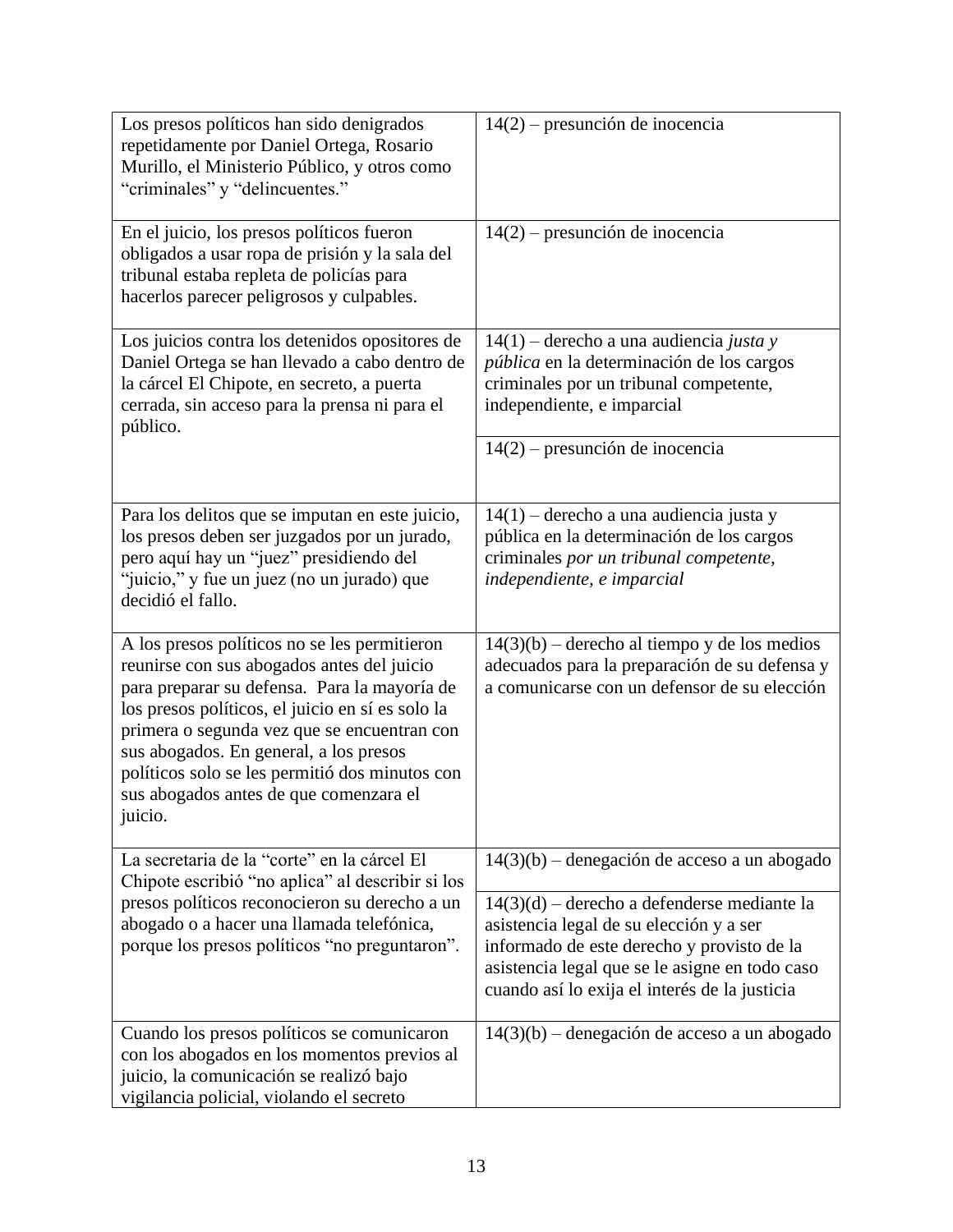| | |
|---|---|
| Los presos políticos han sido denigrados repetidamente por Daniel Ortega, Rosario Murillo, el Ministerio Público, y otros como "criminales" y "delincuentes." | 14(2) – presunción de inocencia |
| En el juicio, los presos políticos fueron obligados a usar ropa de prisión y la sala del tribunal estaba repleta de policías para hacerlos parecer peligrosos y culpables. | 14(2) – presunción de inocencia |
| Los juicios contra los detenidos opositores de Daniel Ortega se han llevado a cabo dentro de la cárcel El Chipote, en secreto, a puerta cerrada, sin acceso para la prensa ni para el público. | 14(1) – derecho a una audiencia *justa y pública* en la determinación de los cargos criminales por un tribunal competente, independiente, e imparcial |
| | 14(2) – presunción de inocencia |
| Para los delitos que se imputan en este juicio, los presos deben ser juzgados por un jurado, pero aquí hay un "juez" presidiendo del "juicio," y fue un juez (no un jurado) que decidió el fallo. | 14(1) – derecho a una audiencia justa y pública en la determinación de los cargos criminales *por un tribunal competente, independiente, e imparcial* |
| A los presos políticos no se les permitieron reunirse con sus abogados antes del juicio para preparar su defensa. Para la mayoría de los presos políticos, el juicio en sí es solo la primera o segunda vez que se encuentran con sus abogados. En general, a los presos políticos solo se les permitió dos minutos con sus abogados antes de que comenzara el juicio. | 14(3)(b) – derecho al tiempo y de los medios adecuados para la preparación de su defensa y a comunicarse con un defensor de su elección |
| La secretaria de la "corte" en la cárcel El Chipote escribió "no aplica" al describir si los presos políticos reconocieron su derecho a un abogado o a hacer una llamada telefónica, porque los presos políticos "no preguntaron". | 14(3)(b) – denegación de acceso a un abogado |
| | 14(3)(d) – derecho a defenderse mediante la asistencia legal de su elección y a ser informado de este derecho y provisto de la asistencia legal que se le asigne en todo caso cuando así lo exija el interés de la justicia |
| Cuando los presos políticos se comunicaron con los abogados en los momentos previos al juicio, la comunicación se realizó bajo vigilancia policial, violando el secreto | 14(3)(b) – denegación de acceso a un abogado |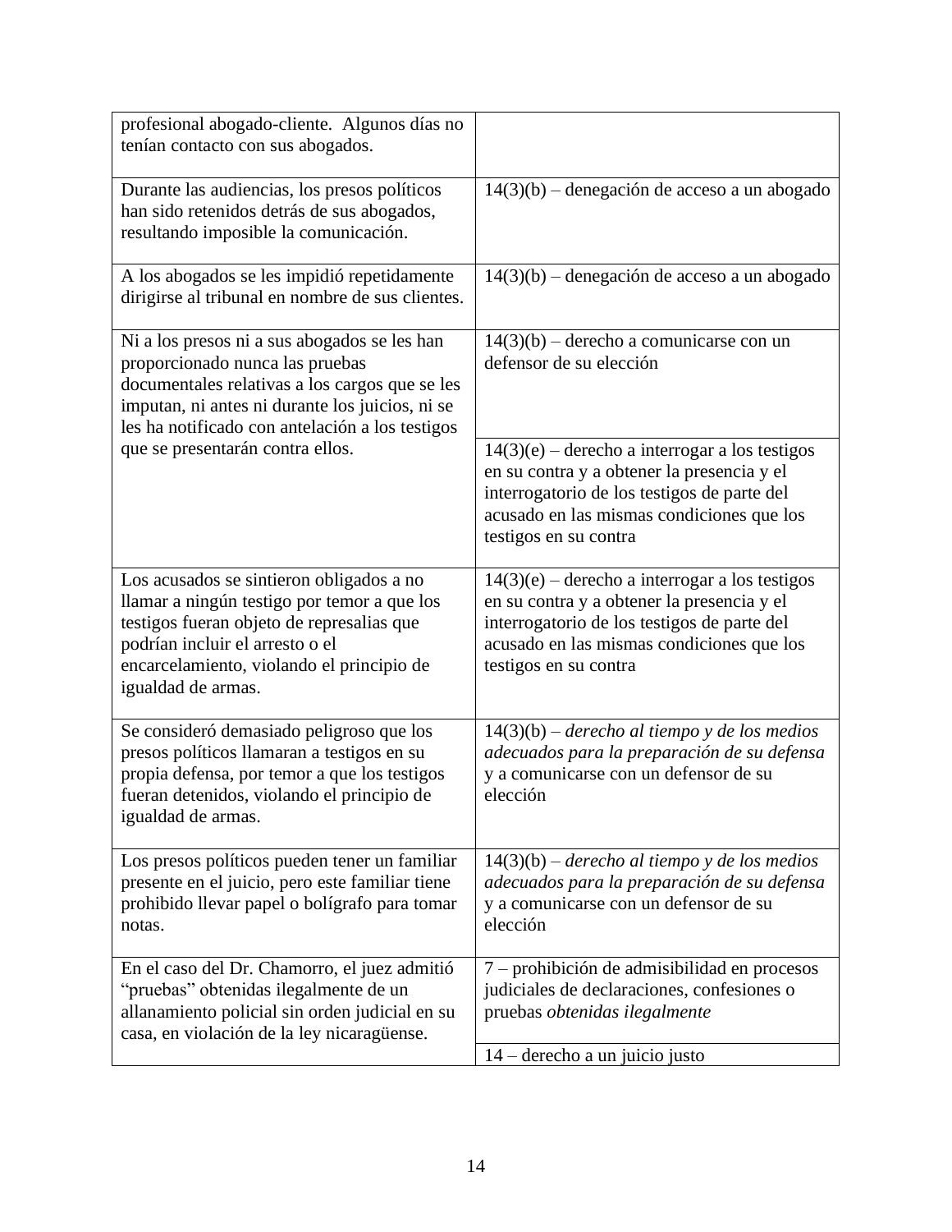| | |
|---|---|
| profesional abogado-cliente. Algunos días no tenían contacto con sus abogados. | |
| Durante las audiencias, los presos políticos han sido retenidos detrás de sus abogados, resultando imposible la comunicación. | 14(3)(b) – denegación de acceso a un abogado |
| A los abogados se les impidió repetidamente dirigirse al tribunal en nombre de sus clientes. | 14(3)(b) – denegación de acceso a un abogado |
| Ni a los presos ni a sus abogados se les han proporcionado nunca las pruebas documentales relativas a los cargos que se les imputan, ni antes ni durante los juicios, ni se les ha notificado con antelación a los testigos que se presentarán contra ellos. | 14(3)(b) – derecho a comunicarse con un defensor de su elección |
| | 14(3)(e) – derecho a interrogar a los testigos en su contra y a obtener la presencia y el interrogatorio de los testigos de parte del acusado en las mismas condiciones que los testigos en su contra |
| Los acusados se sintieron obligados a no llamar a ningún testigo por temor a que los testigos fueran objeto de represalias que podrían incluir el arresto o el encarcelamiento, violando el principio de igualdad de armas. | 14(3)(e) – derecho a interrogar a los testigos en su contra y a obtener la presencia y el interrogatorio de los testigos de parte del acusado en las mismas condiciones que los testigos en su contra |
| Se consideró demasiado peligroso que los presos políticos llamaran a testigos en su propia defensa, por temor a que los testigos fueran detenidos, violando el principio de igualdad de armas. | 14(3)(b) – *derecho al tiempo y de los medios adecuados para la preparación de su defensa* y a comunicarse con un defensor de su elección |
| Los presos políticos pueden tener un familiar presente en el juicio, pero este familiar tiene prohibido llevar papel o bolígrafo para tomar notas. | 14(3)(b) – *derecho al tiempo y de los medios adecuados para la preparación de su defensa* y a comunicarse con un defensor de su elección |
| En el caso del Dr. Chamorro, el juez admitió "pruebas" obtenidas ilegalmente de un allanamiento policial sin orden judicial en su casa, en violación de la ley nicaragüense. | 7 – prohibición de admisibilidad en procesos judiciales de declaraciones, confesiones o pruebas *obtenidas ilegalmente* |
| | 14 – derecho a un juicio justo |